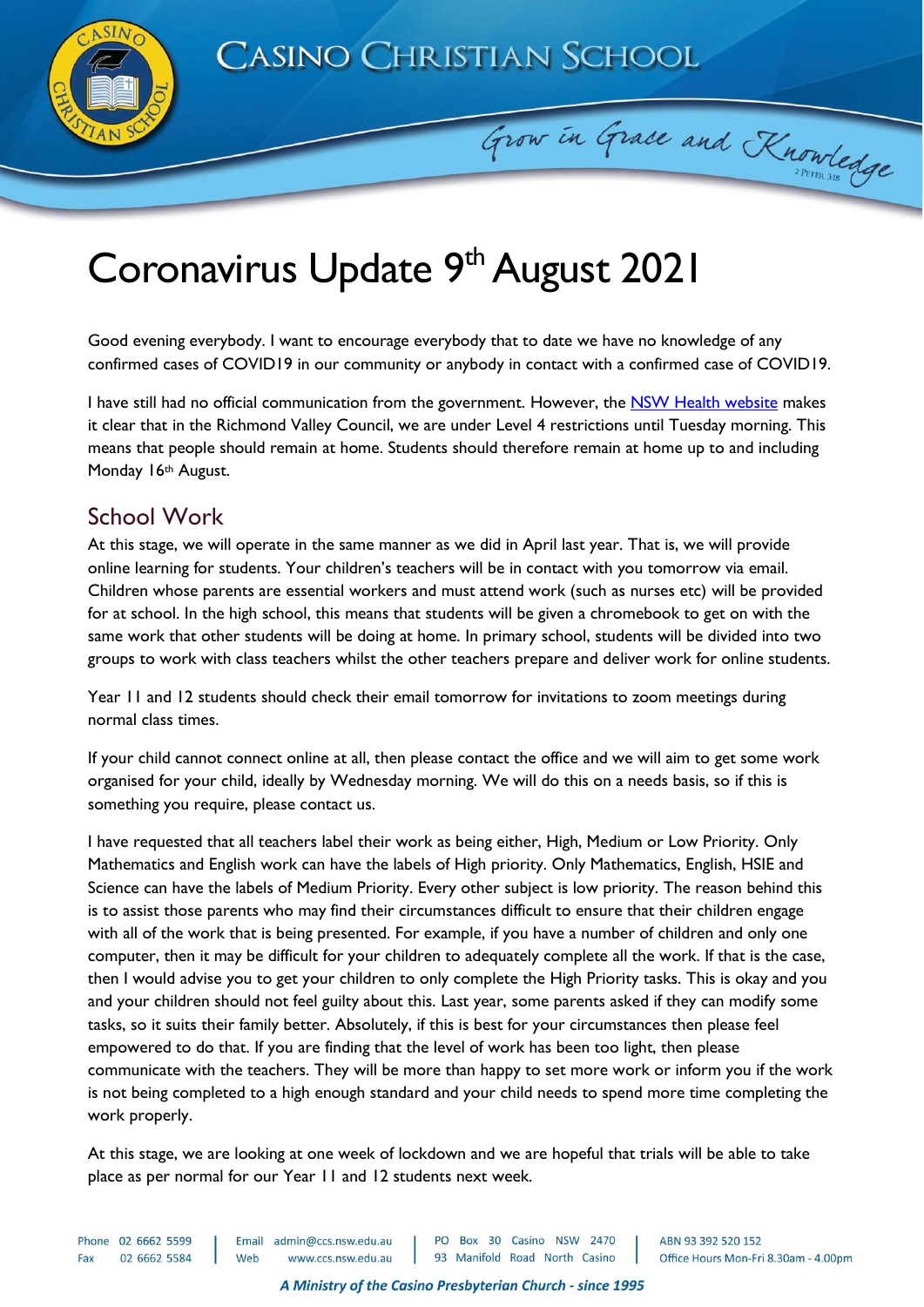# Coronavirus Update 9th August 2021

Good evening everybody. I want to encourage everybody that to date we have no knowledge of any confirmed cases of COVID19 in our community or anybody in contact with a confirmed case of COVID19.

I have still had no official communication from the government. However, the [NSW Health website](NSW Health website) makes it clear that in the Richmond Valley Council, we are under Level 4 restrictions until Tuesday morning. This means that people should remain at home. Students should therefore remain at home up to and including Monday 16th August.

## School Work

At this stage, we will operate in the same manner as we did in April last year. That is, we will provide online learning for students. Your children's teachers will be in contact with you tomorrow via email. Children whose parents are essential workers and must attend work (such as nurses etc) will be provided for at school. In the high school, this means that students will be given a chromebook to get on with the same work that other students will be doing at home. In primary school, students will be divided into two groups to work with class teachers whilst the other teachers prepare and deliver work for online students.

Year 11 and 12 students should check their email tomorrow for invitations to zoom meetings during normal class times.

If your child cannot connect online at all, then please contact the office and we will aim to get some work organised for your child, ideally by Wednesday morning. We will do this on a needs basis, so if this is something you require, please contact us.

I have requested that all teachers label their work as being either, High, Medium or Low Priority. Only Mathematics and English work can have the labels of High priority. Only Mathematics, English, HSIE and Science can have the labels of Medium Priority. Every other subject is low priority. The reason behind this is to assist those parents who may find their circumstances difficult to ensure that their children engage with all of the work that is being presented. For example, if you have a number of children and only one computer, then it may be difficult for your children to adequately complete all the work. If that is the case, then I would advise you to get your children to only complete the High Priority tasks. This is okay and you and your children should not feel guilty about this. Last year, some parents asked if they can modify some tasks, so it suits their family better. Absolutely, if this is best for your circumstances then please feel empowered to do that. If you are finding that the level of work has been too light, then please communicate with the teachers. They will be more than happy to set more work or inform you if the work is not being completed to a high enough standard and your child needs to spend more time completing the work properly.

At this stage, we are looking at one week of lockdown and we are hopeful that trials will be able to take place as per normal for our Year 11 and 12 students next week.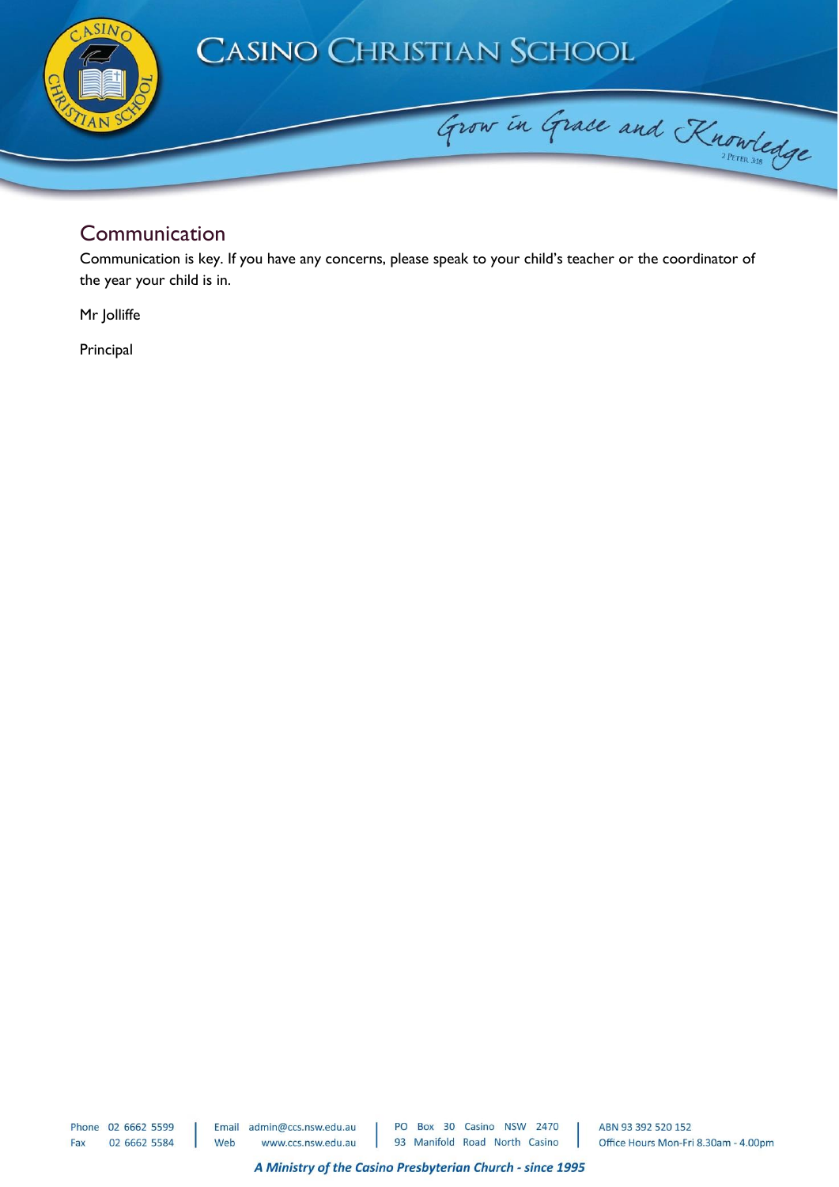## Communication

Communication is key. If you have any concerns, please speak to your child's teacher or the coordinator of the year your child is in.

Mr Jolliffe

Principal